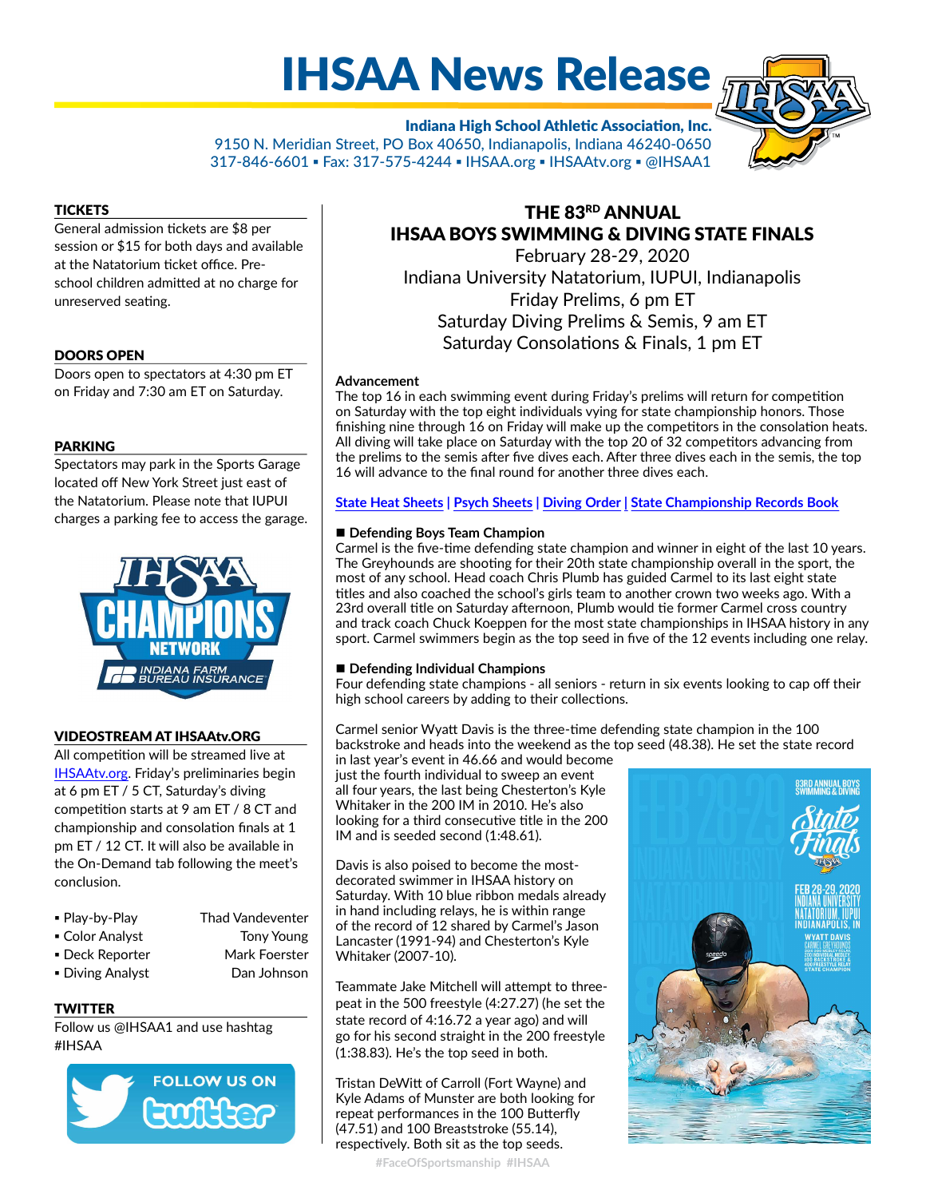# IHSAA News Release

**Indiana High School Athletic Association, Inc.**
9150 N. Meridian Street, PO Box 40650, Indianapolis, Indiana 46240-0650
317-846-6601 ▪ Fax: 317-575-4244 ▪ IHSAA.org ▪ IHSAAtv.org ▪ @IHSAA1

## THE 83RD ANNUAL IHSAA BOYS SWIMMING & DIVING STATE FINALS

February 28-29, 2020
Indiana University Natatorium, IUPUI, Indianapolis
Friday Prelims, 6 pm ET
Saturday Diving Prelims & Semis, 9 am ET
Saturday Consolations & Finals, 1 pm ET

**Advancement**
The top 16 in each swimming event during Friday's prelims will return for competition on Saturday with the top eight individuals vying for state championship honors. Those finishing nine through 16 on Friday will make up the competitors in the consolation heats. All diving will take place on Saturday with the top 20 of 32 competitors advancing from the prelims to the semis after five dives each. After three dives each in the semis, the top 16 will advance to the final round for another three dives each.

State Heat Sheets | Psych Sheets | Diving Order | State Championship Records Book

**■ Defending Boys Team Champion**
Carmel is the five-time defending state champion and winner in eight of the last 10 years. The Greyhounds are shooting for their 20th state championship overall in the sport, the most of any school. Head coach Chris Plumb has guided Carmel to its last eight state titles and also coached the school's girls team to another crown two weeks ago. With a 23rd overall title on Saturday afternoon, Plumb would tie former Carmel cross country and track coach Chuck Koeppen for the most state championships in IHSAA history in any sport. Carmel swimmers begin as the top seed in five of the 12 events including one relay.

**■ Defending Individual Champions**
Four defending state champions - all seniors - return in six events looking to cap off their high school careers by adding to their collections.

Carmel senior Wyatt Davis is the three-time defending state champion in the 100 backstroke and heads into the weekend as the top seed (48.38). He set the state record in last year's event in 46.66 and would become just the fourth individual to sweep an event all four years, the last being Chesterton's Kyle Whitaker in the 200 IM in 2010. He's also looking for a third consecutive title in the 200 IM and is seeded second (1:48.61).

Davis is also poised to become the most-decorated swimmer in IHSAA history on Saturday. With 10 blue ribbon medals already in hand including relays, he is within range of the record of 12 shared by Carmel's Jason Lancaster (1991-94) and Chesterton's Kyle Whitaker (2007-10).

Teammate Jake Mitchell will attempt to three-peat in the 500 freestyle (4:27.27) (he set the state record of 4:16.72 a year ago) and will go for his second straight in the 200 freestyle (1:38.83). He's the top seed in both.

Tristan DeWitt of Carroll (Fort Wayne) and Kyle Adams of Munster are both looking for repeat performances in the 100 Butterfly (47.51) and 100 Breaststroke (55.14), respectively. Both sit as the top seeds.

### TICKETS
General admission tickets are $8 per session or $15 for both days and available at the Natatorium ticket office. Pre-school children admitted at no charge for unreserved seating.

### DOORS OPEN
Doors open to spectators at 4:30 pm ET on Friday and 7:30 am ET on Saturday.

### PARKING
Spectators may park in the Sports Garage located off New York Street just east of the Natatorium. Please note that IUPUI charges a parking fee to access the garage.

### VIDEOSTREAM AT IHSAAtv.ORG
All competition will be streamed live at IHSAAtv.org. Friday's preliminaries begin at 6 pm ET / 5 CT, Saturday's diving competition starts at 9 am ET / 8 CT and championship and consolation finals at 1 pm ET / 12 CT. It will also be available in the On-Demand tab following the meet's conclusion.

- Play-by-Play — Thad Vandeventer
- Color Analyst — Tony Young
- Deck Reporter — Mark Foerster
- Diving Analyst — Dan Johnson

### TWITTER
Follow us @IHSAA1 and use hashtag #IHSAA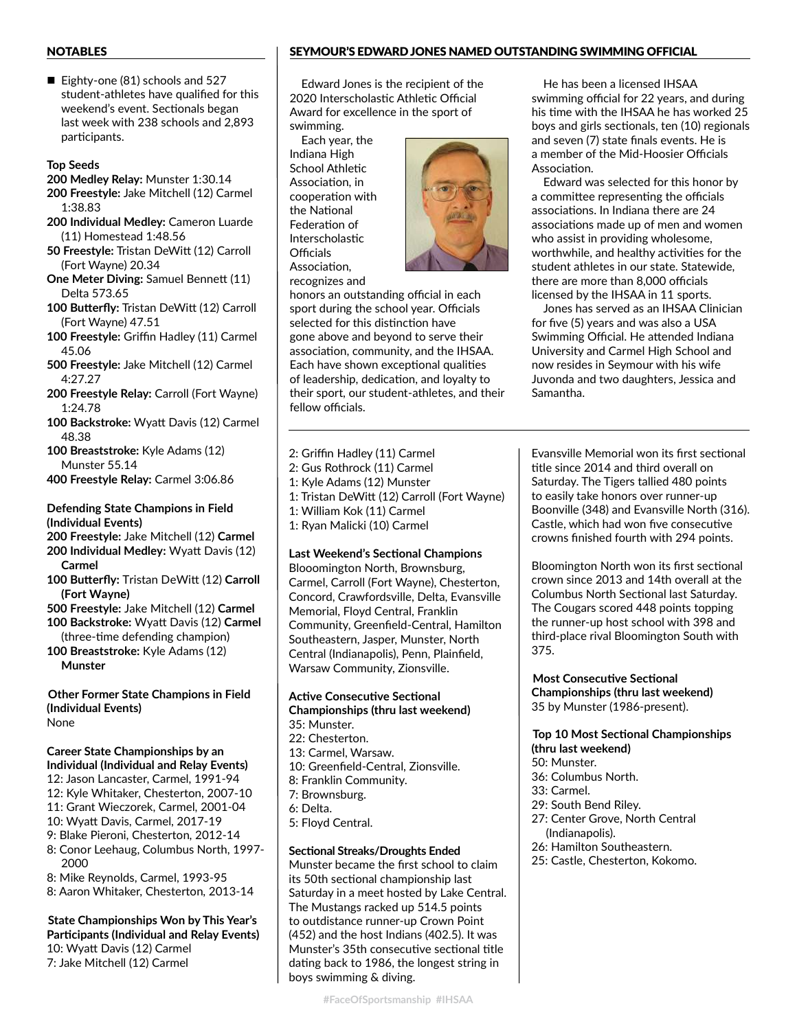## NOTABLES

- Eighty-one (81) schools and 527 student-athletes have qualified for this weekend's event. Sectionals began last week with 238 schools and 2,893 participants.

**Top Seeds**

**200 Medley Relay:** Munster 1:30.14
**200 Freestyle:** Jake Mitchell (12) Carmel 1:38.83
**200 Individual Medley:** Cameron Luarde (11) Homestead 1:48.56
**50 Freestyle:** Tristan DeWitt (12) Carroll (Fort Wayne) 20.34
**One Meter Diving:** Samuel Bennett (11) Delta 573.65
**100 Butterfly:** Tristan DeWitt (12) Carroll (Fort Wayne) 47.51
**100 Freestyle:** Griffin Hadley (11) Carmel 45.06
**500 Freestyle:** Jake Mitchell (12) Carmel 4:27.27
**200 Freestyle Relay:** Carroll (Fort Wayne) 1:24.78
**100 Backstroke:** Wyatt Davis (12) Carmel 48.38
**100 Breaststroke:** Kyle Adams (12) Munster 55.14
**400 Freestyle Relay:** Carmel 3:06.86

**Defending State Champions in Field (Individual Events)**

**200 Freestyle:** Jake Mitchell (12) **Carmel**
**200 Individual Medley:** Wyatt Davis (12) **Carmel**
**100 Butterfly:** Tristan DeWitt (12) **Carroll (Fort Wayne)**
**500 Freestyle:** Jake Mitchell (12) **Carmel**
**100 Backstroke:** Wyatt Davis (12) **Carmel** (three-time defending champion)
**100 Breaststroke:** Kyle Adams (12) **Munster**

**Other Former State Champions in Field (Individual Events)**
None

**Career State Championships by an Individual (Individual and Relay Events)**
12: Jason Lancaster, Carmel, 1991-94
12: Kyle Whitaker, Chesterton, 2007-10
11: Grant Wieczorek, Carmel, 2001-04
10: Wyatt Davis, Carmel, 2017-19
9: Blake Pieroni, Chesterton, 2012-14
8: Conor Leehaug, Columbus North, 1997-2000
8: Mike Reynolds, Carmel, 1993-95
8: Aaron Whitaker, Chesterton, 2013-14

**State Championships Won by This Year's Participants (Individual and Relay Events)**
10: Wyatt Davis (12) Carmel
7: Jake Mitchell (12) Carmel
2: Griffin Hadley (11) Carmel
2: Gus Rothrock (11) Carmel
1: Kyle Adams (12) Munster
1: Tristan DeWitt (12) Carroll (Fort Wayne)
1: William Kok (11) Carmel
1: Ryan Malicki (10) Carmel

**Last Weekend's Sectional Champions**
Blooomington North, Brownsburg, Carmel, Carroll (Fort Wayne), Chesterton, Concord, Crawfordsville, Delta, Evansville Memorial, Floyd Central, Franklin Community, Greenfield-Central, Hamilton Southeastern, Jasper, Munster, North Central (Indianapolis), Penn, Plainfield, Warsaw Community, Zionsville.

**Active Consecutive Sectional Championships (thru last weekend)**
35: Munster.
22: Chesterton.
13: Carmel, Warsaw.
10: Greenfield-Central, Zionsville.
8: Franklin Community.
7: Brownsburg.
6: Delta.
5: Floyd Central.

**Sectional Streaks/Droughts Ended**
Munster became the first school to claim its 50th sectional championship last Saturday in a meet hosted by Lake Central. The Mustangs racked up 514.5 points to outdistance runner-up Crown Point (452) and the host Indians (402.5). It was Munster's 35th consecutive sectional title dating back to 1986, the longest string in boys swimming & diving.

Evansville Memorial won its first sectional title since 2014 and third overall on Saturday. The Tigers tallied 480 points to easily take honors over runner-up Boonville (348) and Evansville North (316). Castle, which had won five consecutive crowns finished fourth with 294 points.

Bloomington North won its first sectional crown since 2013 and 14th overall at the Columbus North Sectional last Saturday. The Cougars scored 448 points topping the runner-up host school with 398 and third-place rival Bloomington South with 375.

**Most Consecutive Sectional Championships (thru last weekend)**
35 by Munster (1986-present).

**Top 10 Most Sectional Championships (thru last weekend)**
50: Munster.
36: Columbus North.
33: Carmel.
29: South Bend Riley.
27: Center Grove, North Central (Indianapolis).
26: Hamilton Southeastern.
25: Castle, Chesterton, Kokomo.

## SEYMOUR'S EDWARD JONES NAMED OUTSTANDING SWIMMING OFFICIAL

Edward Jones is the recipient of the 2020 Interscholastic Athletic Official Award for excellence in the sport of swimming.

Each year, the Indiana High School Athletic Association, in cooperation with the National Federation of Interscholastic Officials Association, recognizes and honors an outstanding official in each sport during the school year. Officials selected for this distinction have gone above and beyond to serve their association, community, and the IHSAA. Each have shown exceptional qualities of leadership, dedication, and loyalty to their sport, our student-athletes, and their fellow officials.

He has been a licensed IHSAA swimming official for 22 years, and during his time with the IHSAA he has worked 25 boys and girls sectionals, ten (10) regionals and seven (7) state finals events. He is a member of the Mid-Hoosier Officials Association.

Edward was selected for this honor by a committee representing the officials associations. In Indiana there are 24 associations made up of men and women who assist in providing wholesome, worthwhile, and healthy activities for the student athletes in our state. Statewide, there are more than 8,000 officials licensed by the IHSAA in 11 sports.

Jones has served as an IHSAA Clinician for five (5) years and was also a USA Swimming Official. He attended Indiana University and Carmel High School and now resides in Seymour with his wife Juvonda and two daughters, Jessica and Samantha.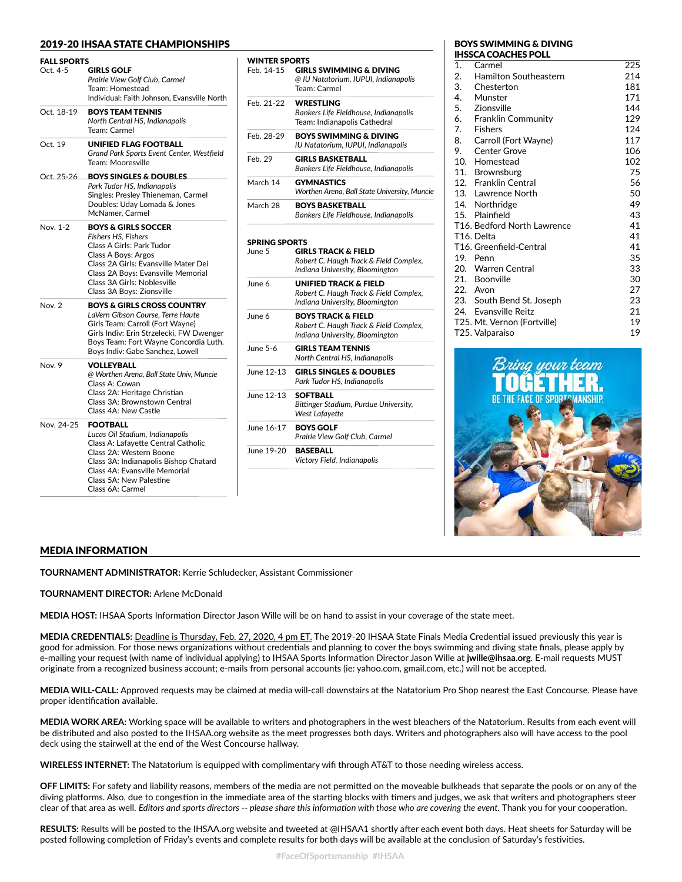## 2019-20 IHSAA STATE CHAMPIONSHIPS

### FALL SPORTS

| | |
|---|---|
| Oct. 4-5 | **GIRLS GOLF**<br>*Prairie View Golf Club, Carmel*<br>Team: Homestead<br>Individual: Faith Johnson, Evansville North |
| Oct. 18-19 | **BOYS TEAM TENNIS**<br>*North Central HS, Indianapolis*<br>Team: Carmel |
| Oct. 19 | **UNIFIED FLAG FOOTBALL**<br>*Grand Park Sports Event Center, Westfield*<br>Team: Mooresville |
| Oct. 25-26 | **BOYS SINGLES & DOUBLES**<br>*Park Tudor HS, Indianapolis*<br>Singles: Presley Thieneman, Carmel<br>Doubles: Uday Lomada & Jones McNamer, Carmel |
| Nov. 1-2 | **BOYS & GIRLS SOCCER**<br>*Fishers HS, Fishers*<br>Class A Girls: Park Tudor<br>Class A Boys: Argos<br>Class 2A Girls: Evansville Mater Dei<br>Class 2A Boys: Evansville Memorial<br>Class 3A Girls: Noblesville<br>Class 3A Boys: Zionsville |
| Nov. 2 | **BOYS & GIRLS CROSS COUNTRY**<br>*LaVern Gibson Course, Terre Haute*<br>Girls Team: Carroll (Fort Wayne)<br>Girls Indiv: Erin Strzelecki, FW Dwenger<br>Boys Team: Fort Wayne Concordia Luth.<br>Boys Indiv: Gabe Sanchez, Lowell |
| Nov. 9 | **VOLLEYBALL**<br>*@ Worthen Arena, Ball State Univ, Muncie*<br>Class A: Cowan<br>Class 2A: Heritage Christian<br>Class 3A: Brownstown Central<br>Class 4A: New Castle |
| Nov. 24-25 | **FOOTBALL**<br>*Lucas Oil Stadium, Indianapolis*<br>Class A: Lafayette Central Catholic<br>Class 2A: Western Boone<br>Class 3A: Indianapolis Bishop Chatard<br>Class 4A: Evansville Memorial<br>Class 5A: New Palestine<br>Class 6A: Carmel |

### WINTER SPORTS

| | |
|---|---|
| Feb. 14-15 | **GIRLS SWIMMING & DIVING**<br>*@ IU Natatorium, IUPUI, Indianapolis*<br>Team: Carmel |
| Feb. 21-22 | **WRESTLING**<br>*Bankers Life Fieldhouse, Indianapolis*<br>Team: Indianapolis Cathedral |
| Feb. 28-29 | **BOYS SWIMMING & DIVING**<br>*IU Natatorium, IUPUI, Indianapolis* |
| Feb. 29 | **GIRLS BASKETBALL**<br>*Bankers Life Fieldhouse, Indianapolis* |
| March 14 | **GYMNASTICS**<br>*Worthen Arena, Ball State University, Muncie* |
| March 28 | **BOYS BASKETBALL**<br>*Bankers Life Fieldhouse, Indianapolis* |

### SPRING SPORTS

| | |
|---|---|
| June 5 | **GIRLS TRACK & FIELD**<br>*Robert C. Haugh Track & Field Complex, Indiana University, Bloomington* |
| June 6 | **UNIFIED TRACK & FIELD**<br>*Robert C. Haugh Track & Field Complex, Indiana University, Bloomington* |
| June 6 | **BOYS TRACK & FIELD**<br>*Robert C. Haugh Track & Field Complex, Indiana University, Bloomington* |
| June 5-6 | **GIRLS TEAM TENNIS**<br>*North Central HS, Indianapolis* |
| June 12-13 | **GIRLS SINGLES & DOUBLES**<br>*Park Tudor HS, Indianapolis* |
| June 12-13 | **SOFTBALL**<br>*Bittinger Stadium, Purdue University, West Lafayette* |
| June 16-17 | **BOYS GOLF**<br>*Prairie View Golf Club, Carmel* |
| June 19-20 | **BASEBALL**<br>*Victory Field, Indianapolis* |

## BOYS SWIMMING & DIVING IHSSCA COACHES POLL

| | | |
|---|---|---|
| 1. | Carmel | 225 |
| 2. | Hamilton Southeastern | 214 |
| 3. | Chesterton | 181 |
| 4. | Munster | 171 |
| 5. | Zionsville | 144 |
| 6. | Franklin Community | 129 |
| 7. | Fishers | 124 |
| 8. | Carroll (Fort Wayne) | 117 |
| 9. | Center Grove | 106 |
| 10. | Homestead | 102 |
| 11. | Brownsburg | 75 |
| 12. | Franklin Central | 56 |
| 13. | Lawrence North | 50 |
| 14. | Northridge | 49 |
| 15. | Plainfield | 43 |
| T16. | Bedford North Lawrence | 41 |
| T16. | Delta | 41 |
| T16. | Greenfield-Central | 41 |
| 19. | Penn | 35 |
| 20. | Warren Central | 33 |
| 21. | Boonville | 30 |
| 22. | Avon | 27 |
| 23. | South Bend St. Joseph | 23 |
| 24. | Evansville Reitz | 21 |
| T25. | Mt. Vernon (Fortville) | 19 |
| T25. | Valparaiso | 19 |

Bring your team TOGETHER. BE THE FACE OF SPORTSMANSHIP.

## MEDIA INFORMATION

**TOURNAMENT ADMINISTRATOR:** Kerrie Schludecker, Assistant Commissioner

**TOURNAMENT DIRECTOR:** Arlene McDonald

**MEDIA HOST:** IHSAA Sports Information Director Jason Wille will be on hand to assist in your coverage of the state meet.

**MEDIA CREDENTIALS:** Deadline is Thursday, Feb. 27, 2020, 4 pm ET. The 2019-20 IHSAA State Finals Media Credential issued previously this year is good for admission. For those news organizations without credentials and planning to cover the boys swimming and diving state finals, please apply by e-mailing your request (with name of individual applying) to IHSAA Sports Information Director Jason Wille at **jwille@ihsaa.org**. E-mail requests MUST originate from a recognized business account; e-mails from personal accounts (ie: yahoo.com, gmail.com, etc.) will not be accepted.

**MEDIA WILL-CALL:** Approved requests may be claimed at media will-call downstairs at the Natatorium Pro Shop nearest the East Concourse. Please have proper identification available.

**MEDIA WORK AREA:** Working space will be available to writers and photographers in the west bleachers of the Natatorium. Results from each event will be distributed and also posted to the IHSAA.org website as the meet progresses both days. Writers and photographers also will have access to the pool deck using the stairwell at the end of the West Concourse hallway.

**WIRELESS INTERNET:** The Natatorium is equipped with complimentary wifi through AT&T to those needing wireless access.

**OFF LIMITS:** For safety and liability reasons, members of the media are not permitted on the moveable bulkheads that separate the pools or on any of the diving platforms. Also, due to congestion in the immediate area of the starting blocks with timers and judges, we ask that writers and photographers steer clear of that area as well. *Editors and sports directors -- please share this information with those who are covering the event.* Thank you for your cooperation.

**RESULTS:** Results will be posted to the IHSAA.org website and tweeted at @IHSAA1 shortly after each event both days. Heat sheets for Saturday will be posted following completion of Friday's events and complete results for both days will be available at the conclusion of Saturday's festivities.

#FaceOfSportsmanship #IHSAA